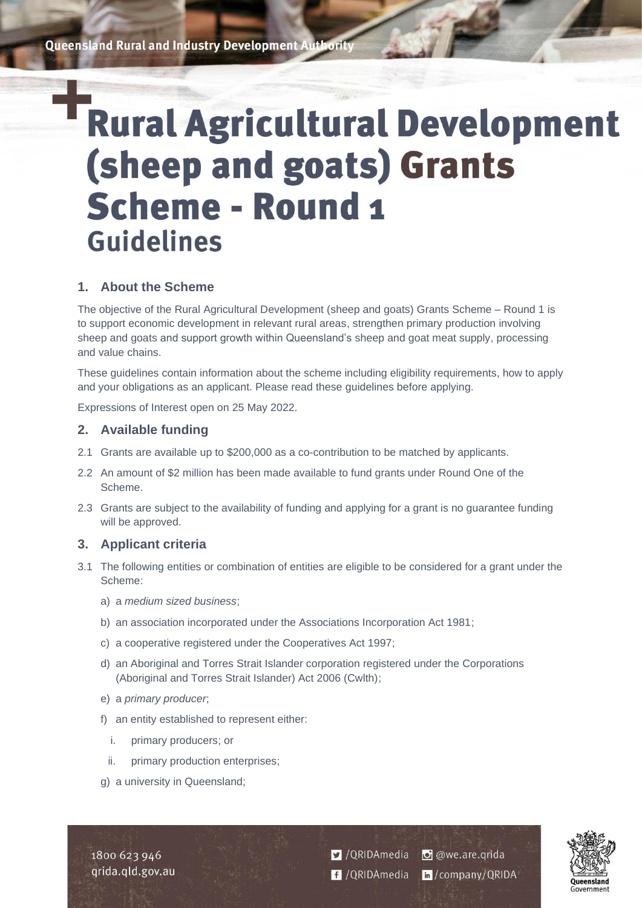Queensland Rural and Industry Development Authority

# Rural Agricultural Development (sheep and goats) Grants Scheme - Round 1 Guidelines

## 1. About the Scheme

The objective of the Rural Agricultural Development (sheep and goats) Grants Scheme – Round 1 is to support economic development in relevant rural areas, strengthen primary production involving sheep and goats and support growth within Queensland's sheep and goat meat supply, processing and value chains.

These guidelines contain information about the scheme including eligibility requirements, how to apply and your obligations as an applicant. Please read these guidelines before applying.

Expressions of Interest open on 25 May 2022.

## 2. Available funding

2.1 Grants are available up to $200,000 as a co-contribution to be matched by applicants.

2.2 An amount of $2 million has been made available to fund grants under Round One of the Scheme.

2.3 Grants are subject to the availability of funding and applying for a grant is no guarantee funding will be approved.

## 3. Applicant criteria

3.1 The following entities or combination of entities are eligible to be considered for a grant under the Scheme:

a) a *medium sized business*;

b) an association incorporated under the Associations Incorporation Act 1981;

c) a cooperative registered under the Cooperatives Act 1997;

d) an Aboriginal and Torres Strait Islander corporation registered under the Corporations (Aboriginal and Torres Strait Islander) Act 2006 (Cwlth);

e) a *primary producer*;

f) an entity established to represent either:

   i. primary producers; or

   ii. primary production enterprises;

g) a university in Queensland;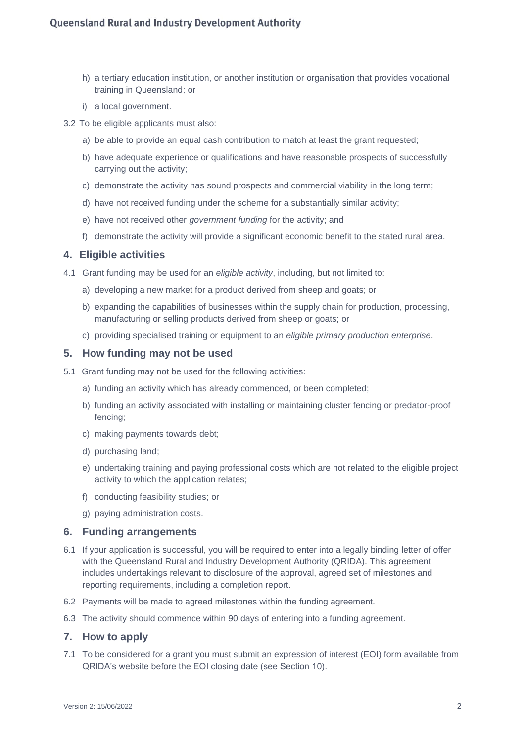h) a tertiary education institution, or another institution or organisation that provides vocational training in Queensland; or

i) a local government.

3.2 To be eligible applicants must also:

a) be able to provide an equal cash contribution to match at least the grant requested;

b) have adequate experience or qualifications and have reasonable prospects of successfully carrying out the activity;

c) demonstrate the activity has sound prospects and commercial viability in the long term;

d) have not received funding under the scheme for a substantially similar activity;

e) have not received other *government funding* for the activity; and

f) demonstrate the activity will provide a significant economic benefit to the stated rural area.

## 4. Eligible activities

4.1 Grant funding may be used for an *eligible activity*, including, but not limited to:

a) developing a new market for a product derived from sheep and goats; or

b) expanding the capabilities of businesses within the supply chain for production, processing, manufacturing or selling products derived from sheep or goats; or

c) providing specialised training or equipment to an *eligible primary production enterprise*.

## 5. How funding may not be used

5.1 Grant funding may not be used for the following activities:

a) funding an activity which has already commenced, or been completed;

b) funding an activity associated with installing or maintaining cluster fencing or predator-proof fencing;

c) making payments towards debt;

d) purchasing land;

e) undertaking training and paying professional costs which are not related to the eligible project activity to which the application relates;

f) conducting feasibility studies; or

g) paying administration costs.

## 6. Funding arrangements

6.1 If your application is successful, you will be required to enter into a legally binding letter of offer with the Queensland Rural and Industry Development Authority (QRIDA). This agreement includes undertakings relevant to disclosure of the approval, agreed set of milestones and reporting requirements, including a completion report.

6.2 Payments will be made to agreed milestones within the funding agreement.

6.3 The activity should commence within 90 days of entering into a funding agreement.

## 7. How to apply

7.1 To be considered for a grant you must submit an expression of interest (EOI) form available from QRIDA's website before the EOI closing date (see Section 10).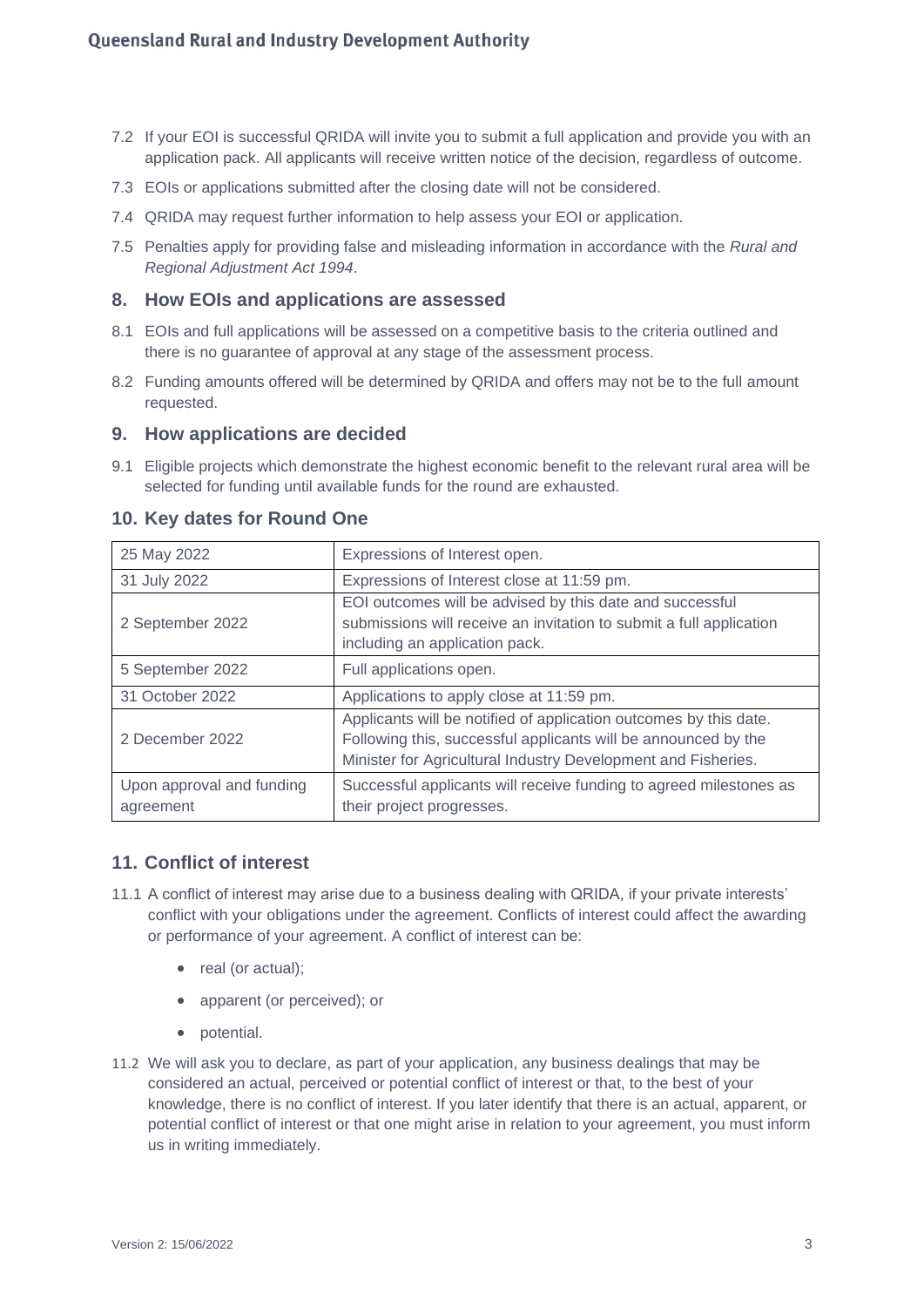7.2 If your EOI is successful QRIDA will invite you to submit a full application and provide you with an application pack. All applicants will receive written notice of the decision, regardless of outcome.

7.3 EOIs or applications submitted after the closing date will not be considered.

7.4 QRIDA may request further information to help assess your EOI or application.

7.5 Penalties apply for providing false and misleading information in accordance with the *Rural and Regional Adjustment Act 1994*.

## 8. How EOIs and applications are assessed

8.1 EOIs and full applications will be assessed on a competitive basis to the criteria outlined and there is no guarantee of approval at any stage of the assessment process.

8.2 Funding amounts offered will be determined by QRIDA and offers may not be to the full amount requested.

## 9. How applications are decided

9.1 Eligible projects which demonstrate the highest economic benefit to the relevant rural area will be selected for funding until available funds for the round are exhausted.

## 10. Key dates for Round One

| | |
|---|---|
| 25 May 2022 | Expressions of Interest open. |
| 31 July 2022 | Expressions of Interest close at 11:59 pm. |
| 2 September 2022 | EOI outcomes will be advised by this date and successful submissions will receive an invitation to submit a full application including an application pack. |
| 5 September 2022 | Full applications open. |
| 31 October 2022 | Applications to apply close at 11:59 pm. |
| 2 December 2022 | Applicants will be notified of application outcomes by this date. Following this, successful applicants will be announced by the Minister for Agricultural Industry Development and Fisheries. |
| Upon approval and funding agreement | Successful applicants will receive funding to agreed milestones as their project progresses. |

## 11. Conflict of interest

11.1 A conflict of interest may arise due to a business dealing with QRIDA, if your private interests' conflict with your obligations under the agreement. Conflicts of interest could affect the awarding or performance of your agreement. A conflict of interest can be:

- real (or actual);
- apparent (or perceived); or
- potential.

11.2 We will ask you to declare, as part of your application, any business dealings that may be considered an actual, perceived or potential conflict of interest or that, to the best of your knowledge, there is no conflict of interest. If you later identify that there is an actual, apparent, or potential conflict of interest or that one might arise in relation to your agreement, you must inform us in writing immediately.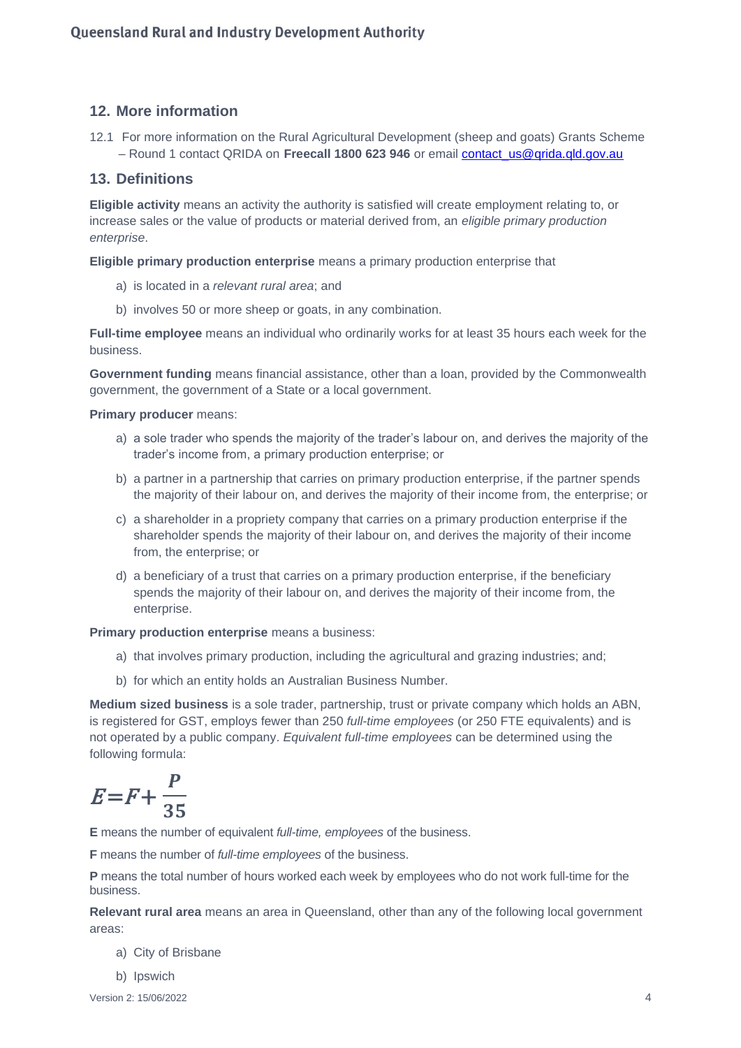## 12. More information

12.1 For more information on the Rural Agricultural Development (sheep and goats) Grants Scheme – Round 1 contact QRIDA on **Freecall 1800 623 946** or email contact_us@qrida.qld.gov.au

## 13. Definitions

**Eligible activity** means an activity the authority is satisfied will create employment relating to, or increase sales or the value of products or material derived from, an *eligible primary production enterprise*.

**Eligible primary production enterprise** means a primary production enterprise that

a) is located in a *relevant rural area*; and

b) involves 50 or more sheep or goats, in any combination.

**Full-time employee** means an individual who ordinarily works for at least 35 hours each week for the business.

**Government funding** means financial assistance, other than a loan, provided by the Commonwealth government, the government of a State or a local government.

**Primary producer** means:

a) a sole trader who spends the majority of the trader's labour on, and derives the majority of the trader's income from, a primary production enterprise; or

b) a partner in a partnership that carries on primary production enterprise, if the partner spends the majority of their labour on, and derives the majority of their income from, the enterprise; or

c) a shareholder in a propriety company that carries on a primary production enterprise if the shareholder spends the majority of their labour on, and derives the majority of their income from, the enterprise; or

d) a beneficiary of a trust that carries on a primary production enterprise, if the beneficiary spends the majority of their labour on, and derives the majority of their income from, the enterprise.

**Primary production enterprise** means a business:

a) that involves primary production, including the agricultural and grazing industries; and;

b) for which an entity holds an Australian Business Number.

**Medium sized business** is a sole trader, partnership, trust or private company which holds an ABN, is registered for GST, employs fewer than 250 *full-time employees* (or 250 FTE equivalents) and is not operated by a public company. *Equivalent full-time employees* can be determined using the following formula:

$$E = F + \frac{P}{35}$$

**E** means the number of equivalent *full-time, employees* of the business.

**F** means the number of *full-time employees* of the business.

**P** means the total number of hours worked each week by employees who do not work full-time for the business.

**Relevant rural area** means an area in Queensland, other than any of the following local government areas:

a) City of Brisbane

b) Ipswich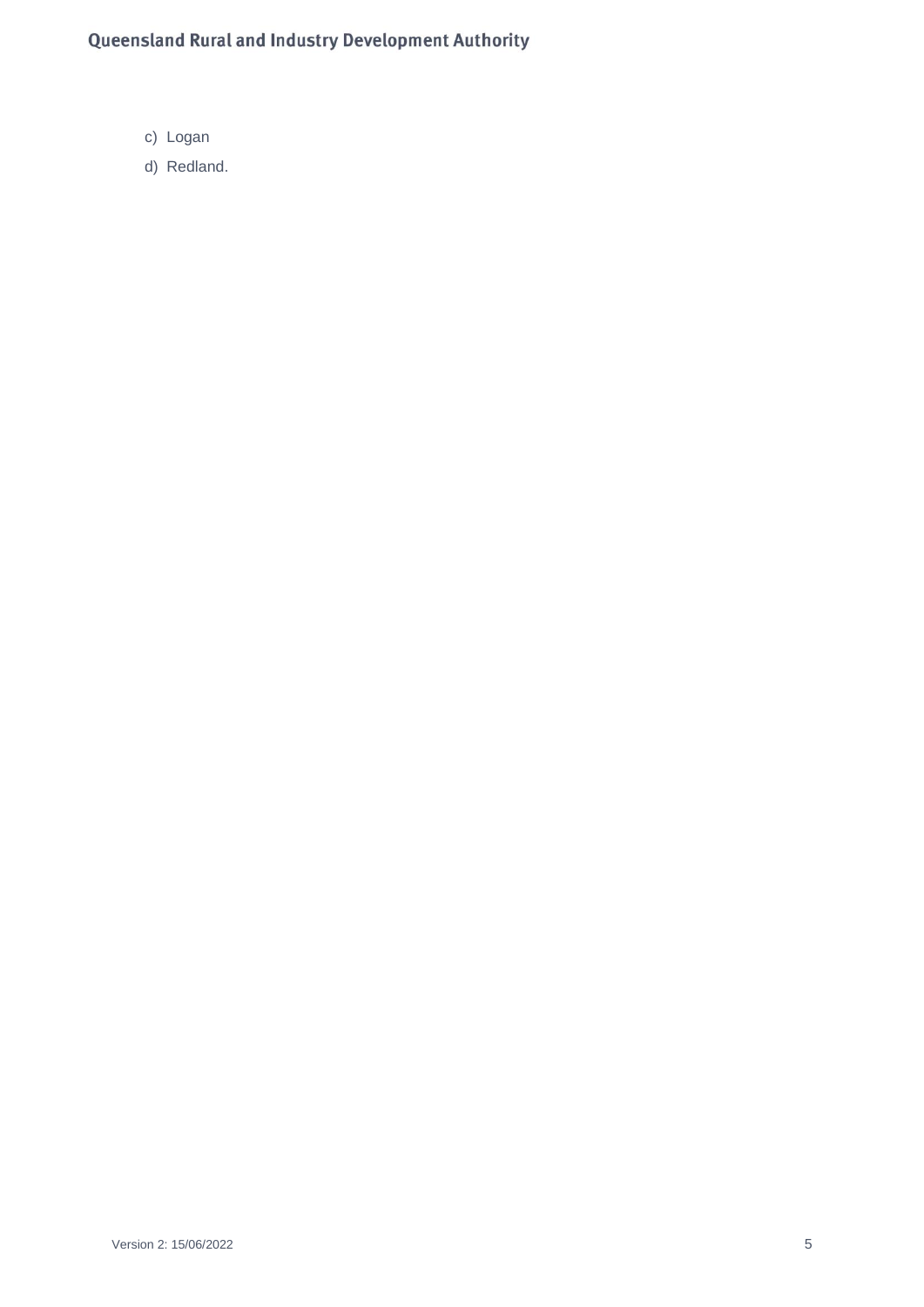c) Logan

d) Redland.